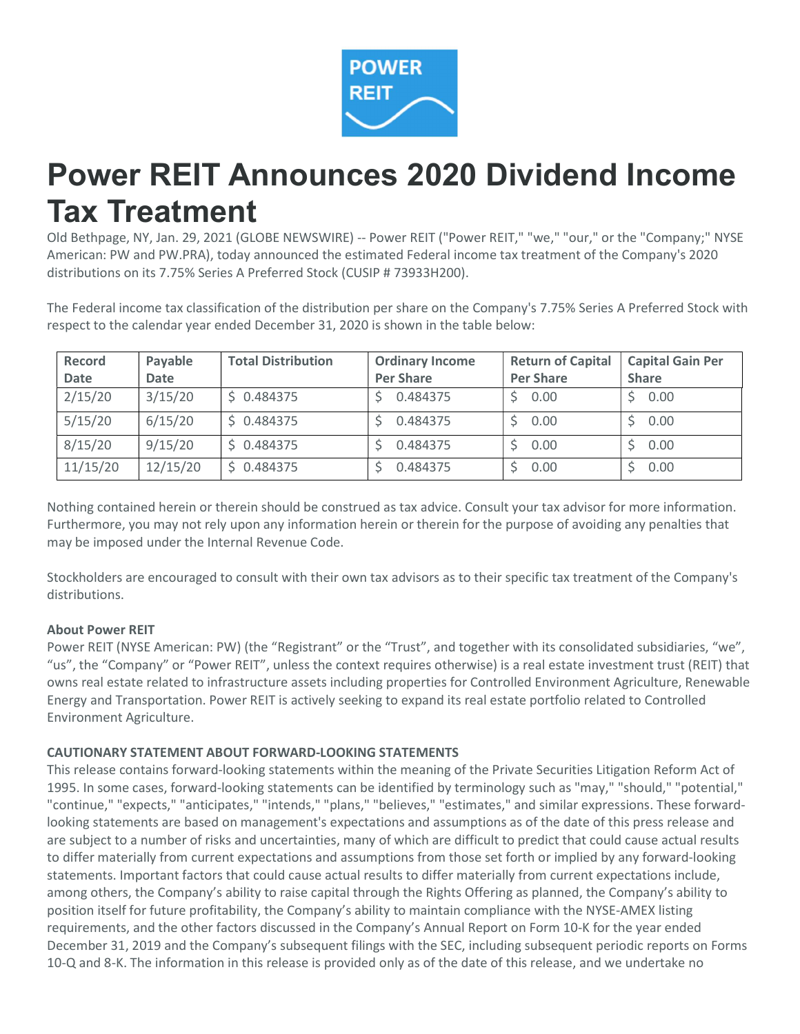# Power REIT Announces 2020 Dividend Income Tax Treatment

Old Bethpage, NY, Jan. 29, 2021 (GLOBE NEWSWIRE) -- Power REIT ("Power REIT," "we," "our," or the "Company;" NYSE American: PW and PW.PRA), today announced the estimated Federal income tax treatment of the Company's 2020 distributions on its 7.75% Series A Preferred Stock (CUSIP # 73933H200).

The Federal income tax classification of the distribution per share on the Company's 7.75% Series A Preferred Stock with respect to the calendar year ended December 31, 2020 is shown in the table below:

| Record Date | Payable Date | Total Distribution | Ordinary Income Per Share | Return of Capital Per Share | Capital Gain Per Share |
|---|---|---|---|---|---|
| 2/15/20 | 3/15/20 | $ 0.484375 | $ 0.484375 | $ 0.00 | $ 0.00 |
| 5/15/20 | 6/15/20 | $ 0.484375 | $ 0.484375 | $ 0.00 | $ 0.00 |
| 8/15/20 | 9/15/20 | $ 0.484375 | $ 0.484375 | $ 0.00 | $ 0.00 |
| 11/15/20 | 12/15/20 | $ 0.484375 | $ 0.484375 | $ 0.00 | $ 0.00 |

Nothing contained herein or therein should be construed as tax advice. Consult your tax advisor for more information. Furthermore, you may not rely upon any information herein or therein for the purpose of avoiding any penalties that may be imposed under the Internal Revenue Code.

Stockholders are encouraged to consult with their own tax advisors as to their specific tax treatment of the Company's distributions.

**About Power REIT**

Power REIT (NYSE American: PW) (the "Registrant" or the "Trust", and together with its consolidated subsidiaries, "we", "us", the "Company" or "Power REIT", unless the context requires otherwise) is a real estate investment trust (REIT) that owns real estate related to infrastructure assets including properties for Controlled Environment Agriculture, Renewable Energy and Transportation. Power REIT is actively seeking to expand its real estate portfolio related to Controlled Environment Agriculture.

**CAUTIONARY STATEMENT ABOUT FORWARD-LOOKING STATEMENTS**

This release contains forward-looking statements within the meaning of the Private Securities Litigation Reform Act of 1995. In some cases, forward-looking statements can be identified by terminology such as "may," "should," "potential," "continue," "expects," "anticipates," "intends," "plans," "believes," "estimates," and similar expressions. These forward-looking statements are based on management's expectations and assumptions as of the date of this press release and are subject to a number of risks and uncertainties, many of which are difficult to predict that could cause actual results to differ materially from current expectations and assumptions from those set forth or implied by any forward-looking statements. Important factors that could cause actual results to differ materially from current expectations include, among others, the Company's ability to raise capital through the Rights Offering as planned, the Company's ability to position itself for future profitability, the Company's ability to maintain compliance with the NYSE-AMEX listing requirements, and the other factors discussed in the Company's Annual Report on Form 10-K for the year ended December 31, 2019 and the Company's subsequent filings with the SEC, including subsequent periodic reports on Forms 10-Q and 8-K. The information in this release is provided only as of the date of this release, and we undertake no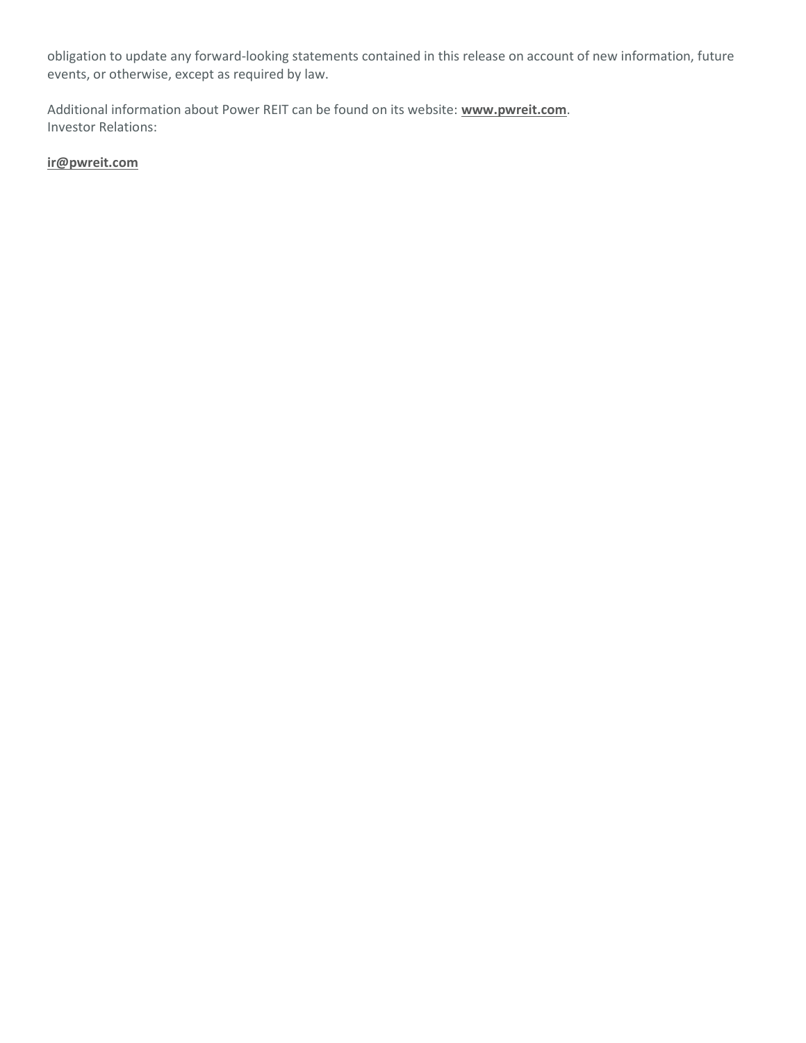obligation to update any forward-looking statements contained in this release on account of new information, future events, or otherwise, except as required by law.

Additional information about Power REIT can be found on its website: **www.pwreit.com**.
Investor Relations:

**ir@pwreit.com**